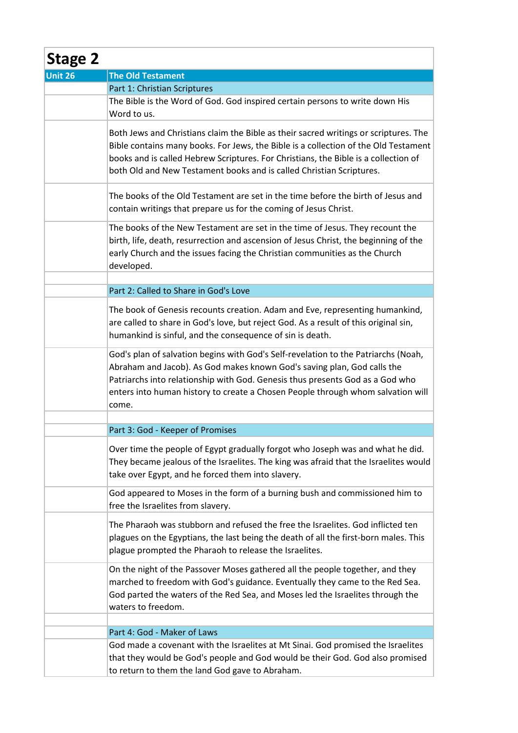# Stage 2

| Unit 26 | The Old Testament |
|---|---|
| | Part 1: Christian Scriptures |
| | The Bible is the Word of God. God inspired certain persons to write down His Word to us. |
| | Both Jews and Christians claim the Bible as their sacred writings or scriptures. The Bible contains many books. For Jews, the Bible is a collection of the Old Testament books and is called Hebrew Scriptures. For Christians, the Bible is a collection of both Old and New Testament books and is called Christian Scriptures. |
| | The books of the Old Testament are set in the time before the birth of Jesus and contain writings that prepare us for the coming of Jesus Christ. |
| | The books of the New Testament are set in the time of Jesus. They recount the birth, life, death, resurrection and ascension of Jesus Christ, the beginning of the early Church and the issues facing the Christian communities as the Church developed. |
| | |
| | Part 2: Called to Share in God's Love |
| | The book of Genesis recounts creation. Adam and Eve, representing humankind, are called to share in God's love, but reject God. As a result of this original sin, humankind is sinful, and the consequence of sin is death. |
| | God's plan of salvation begins with God's Self-revelation to the Patriarchs (Noah, Abraham and Jacob). As God makes known God's saving plan, God calls the Patriarchs into relationship with God. Genesis thus presents God as a God who enters into human history to create a Chosen People through whom salvation will come. |
| | |
| | Part 3: God - Keeper of Promises |
| | Over time the people of Egypt gradually forgot who Joseph was and what he did. They became jealous of the Israelites. The king was afraid that the Israelites would take over Egypt, and he forced them into slavery. |
| | God appeared to Moses in the form of a burning bush and commissioned him to free the Israelites from slavery. |
| | The Pharaoh was stubborn and refused the free the Israelites. God inflicted ten plagues on the Egyptians, the last being the death of all the first-born males. This plague prompted the Pharaoh to release the Israelites. |
| | On the night of the Passover Moses gathered all the people together, and they marched to freedom with God's guidance. Eventually they came to the Red Sea. God parted the waters of the Red Sea, and Moses led the Israelites through the waters to freedom. |
| | |
| | Part 4: God - Maker of Laws |
| | God made a covenant with the Israelites at Mt Sinai. God promised the Israelites that they would be God's people and God would be their God. God also promised to return to them the land God gave to Abraham. |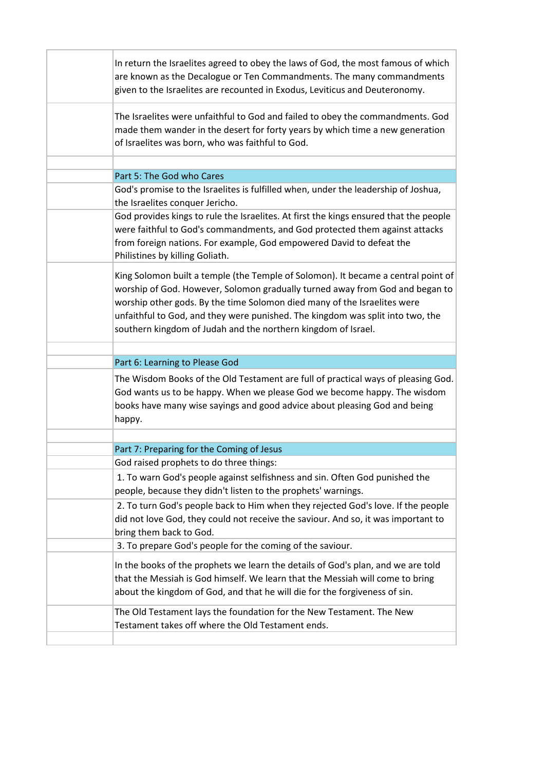| | |
|---|---|
| | In return the Israelites agreed to obey the laws of God, the most famous of which are known as the Decalogue or Ten Commandments. The many commandments given to the Israelites are recounted in Exodus, Leviticus and Deuteronomy. |
| | The Israelites were unfaithful to God and failed to obey the commandments. God made them wander in the desert for forty years by which time a new generation of Israelites was born, who was faithful to God. |
| | |
| | Part 5: The God who Cares |
| | God's promise to the Israelites is fulfilled when, under the leadership of Joshua, the Israelites conquer Jericho. |
| | God provides kings to rule the Israelites. At first the kings ensured that the people were faithful to God's commandments, and God protected them against attacks from foreign nations. For example, God empowered David to defeat the Philistines by killing Goliath. |
| | King Solomon built a temple (the Temple of Solomon). It became a central point of worship of God. However, Solomon gradually turned away from God and began to worship other gods. By the time Solomon died many of the Israelites were unfaithful to God, and they were punished. The kingdom was split into two, the southern kingdom of Judah and the northern kingdom of Israel. |
| | |
| | Part 6: Learning to Please God |
| | The Wisdom Books of the Old Testament are full of practical ways of pleasing God. God wants us to be happy. When we please God we become happy. The wisdom books have many wise sayings and good advice about pleasing God and being happy. |
| | |
| | Part 7: Preparing for the Coming of Jesus |
| | God raised prophets to do three things: |
| | 1. To warn God's people against selfishness and sin. Often God punished the people, because they didn't listen to the prophets' warnings. |
| | 2. To turn God's people back to Him when they rejected God's love. If the people did not love God, they could not receive the saviour. And so, it was important to bring them back to God. |
| | 3. To prepare God's people for the coming of the saviour. |
| | In the books of the prophets we learn the details of God's plan, and we are told that the Messiah is God himself. We learn that the Messiah will come to bring about the kingdom of God, and that he will die for the forgiveness of sin. |
| | The Old Testament lays the foundation for the New Testament. The New Testament takes off where the Old Testament ends. |
| | |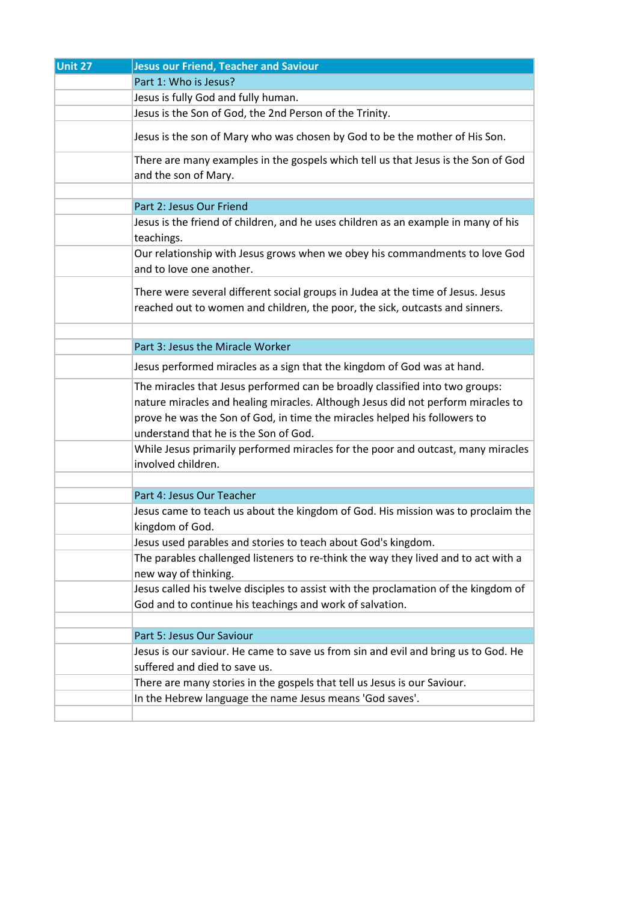| Unit 27 | Jesus our Friend, Teacher and Saviour |
|---|---|
| | Part 1: Who is Jesus? |
| | Jesus is fully God and fully human. |
| | Jesus is the Son of God, the 2nd Person of the Trinity. |
| | Jesus is the son of Mary who was chosen by God to be the mother of His Son. |
| | There are many examples in the gospels which tell us that Jesus is the Son of God and the son of Mary. |
| | |
| | Part 2: Jesus Our Friend |
| | Jesus is the friend of children, and he uses children as an example in many of his teachings. |
| | Our relationship with Jesus grows when we obey his commandments to love God and to love one another. |
| | There were several different social groups in Judea at the time of Jesus. Jesus reached out to women and children, the poor, the sick, outcasts and sinners. |
| | |
| | Part 3: Jesus the Miracle Worker |
| | Jesus performed miracles as a sign that the kingdom of God was at hand. |
| | The miracles that Jesus performed can be broadly classified into two groups: nature miracles and healing miracles. Although Jesus did not perform miracles to prove he was the Son of God, in time the miracles helped his followers to understand that he is the Son of God. |
| | While Jesus primarily performed miracles for the poor and outcast, many miracles involved children. |
| | |
| | Part 4: Jesus Our Teacher |
| | Jesus came to teach us about the kingdom of God. His mission was to proclaim the kingdom of God. |
| | Jesus used parables and stories to teach about God's kingdom. |
| | The parables challenged listeners to re-think the way they lived and to act with a new way of thinking. |
| | Jesus called his twelve disciples to assist with the proclamation of the kingdom of God and to continue his teachings and work of salvation. |
| | |
| | Part 5: Jesus Our Saviour |
| | Jesus is our saviour. He came to save us from sin and evil and bring us to God. He suffered and died to save us. |
| | There are many stories in the gospels that tell us Jesus is our Saviour. |
| | In the Hebrew language the name Jesus means 'God saves'. |
| | |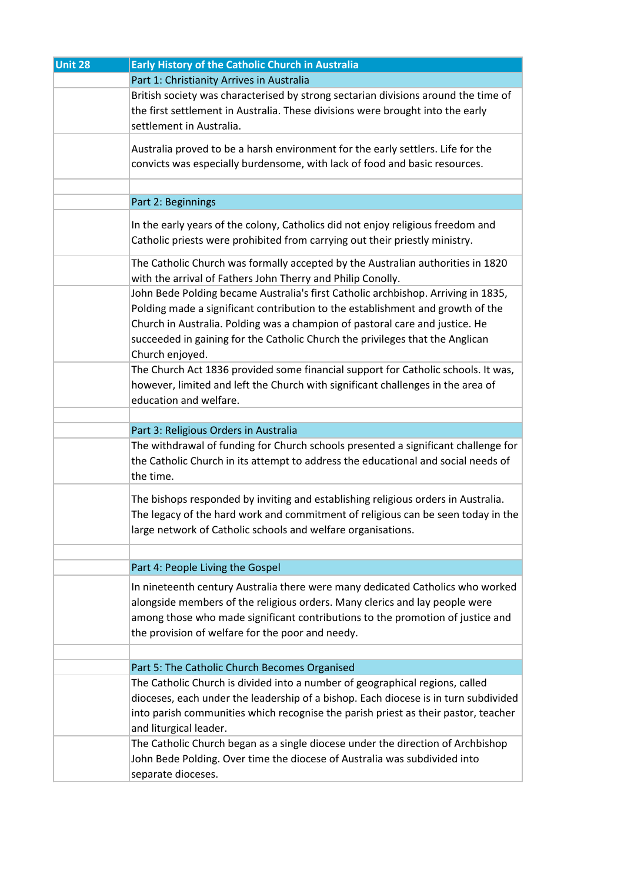| Unit 28 | Early History of the Catholic Church in Australia |
|---|---|
| | Part 1: Christianity Arrives in Australia |
| | British society was characterised by strong sectarian divisions around the time of the first settlement in Australia. These divisions were brought into the early settlement in Australia. |
| | Australia proved to be a harsh environment for the early settlers. Life for the convicts was especially burdensome, with lack of food and basic resources. |
| | |
| | Part 2: Beginnings |
| | In the early years of the colony, Catholics did not enjoy religious freedom and Catholic priests were prohibited from carrying out their priestly ministry. |
| | The Catholic Church was formally accepted by the Australian authorities in 1820 with the arrival of Fathers John Therry and Philip Conolly. |
| | John Bede Polding became Australia's first Catholic archbishop. Arriving in 1835, Polding made a significant contribution to the establishment and growth of the Church in Australia. Polding was a champion of pastoral care and justice. He succeeded in gaining for the Catholic Church the privileges that the Anglican Church enjoyed. |
| | The Church Act 1836 provided some financial support for Catholic schools. It was, however, limited and left the Church with significant challenges in the area of education and welfare. |
| | |
| | Part 3: Religious Orders in Australia |
| | The withdrawal of funding for Church schools presented a significant challenge for the Catholic Church in its attempt to address the educational and social needs of the time. |
| | The bishops responded by inviting and establishing religious orders in Australia. The legacy of the hard work and commitment of religious can be seen today in the large network of Catholic schools and welfare organisations. |
| | |
| | Part 4: People Living the Gospel |
| | In nineteenth century Australia there were many dedicated Catholics who worked alongside members of the religious orders. Many clerics and lay people were among those who made significant contributions to the promotion of justice and the provision of welfare for the poor and needy. |
| | |
| | Part 5: The Catholic Church Becomes Organised |
| | The Catholic Church is divided into a number of geographical regions, called dioceses, each under the leadership of a bishop. Each diocese is in turn subdivided into parish communities which recognise the parish priest as their pastor, teacher and liturgical leader. |
| | The Catholic Church began as a single diocese under the direction of Archbishop John Bede Polding. Over time the diocese of Australia was subdivided into separate dioceses. |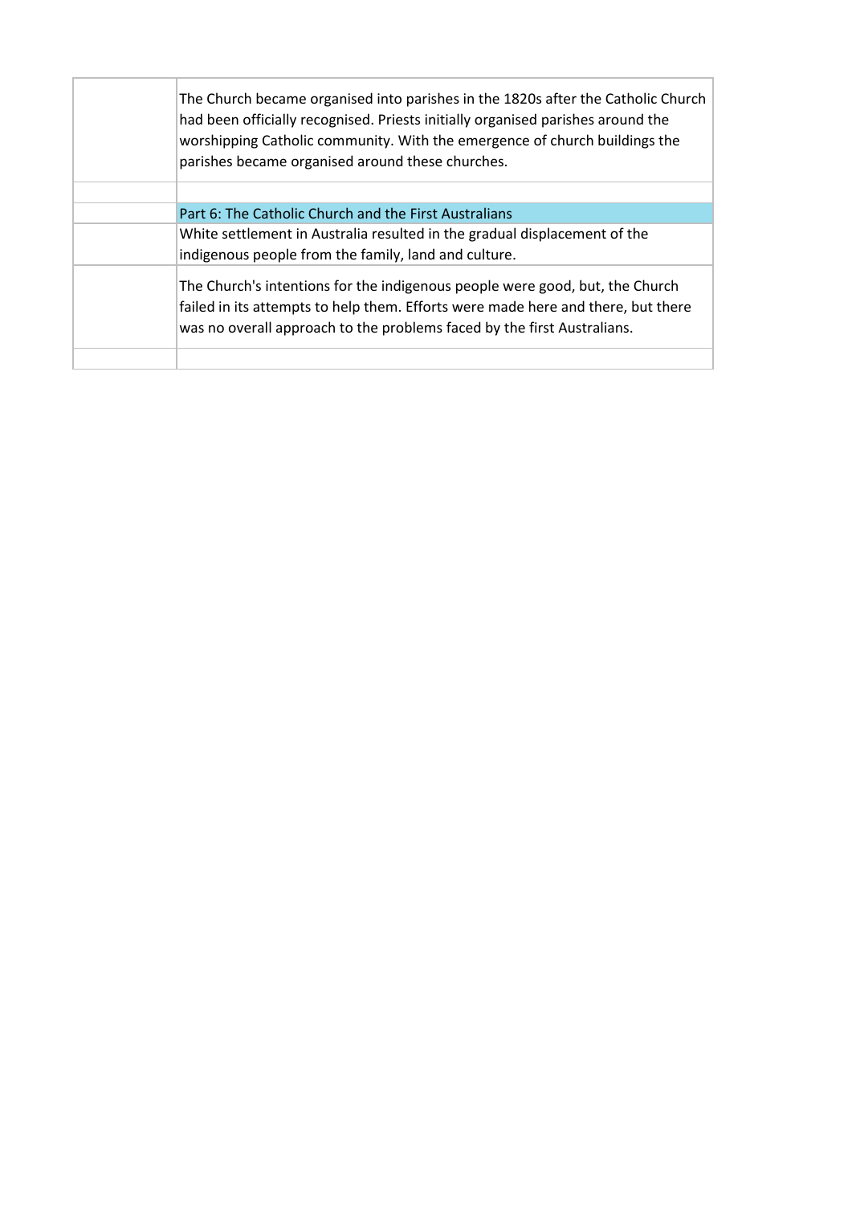The Church became organised into parishes in the 1820s after the Catholic Church had been officially recognised. Priests initially organised parishes around the worshipping Catholic community. With the emergence of church buildings the parishes became organised around these churches.

## Part 6: The Catholic Church and the First Australians

White settlement in Australia resulted in the gradual displacement of the indigenous people from the family, land and culture.

The Church's intentions for the indigenous people were good, but, the Church failed in its attempts to help them. Efforts were made here and there, but there was no overall approach to the problems faced by the first Australians.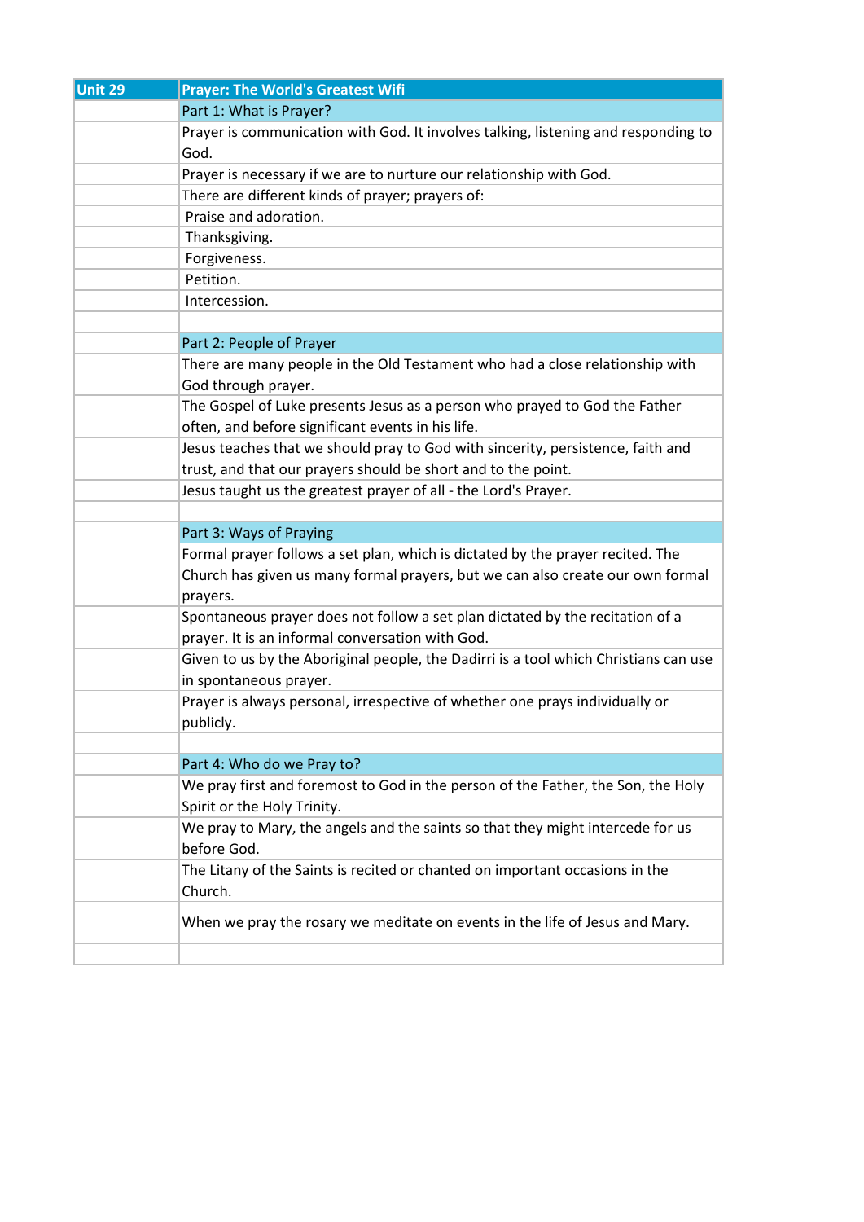| Unit 29 | Prayer: The World's Greatest Wifi |
|---|---|
| | Part 1: What is Prayer? |
| | Prayer is communication with God. It involves talking, listening and responding to God. |
| | Prayer is necessary if we are to nurture our relationship with God. |
| | There are different kinds of prayer; prayers of: |
| | Praise and adoration. |
| | Thanksgiving. |
| | Forgiveness. |
| | Petition. |
| | Intercession. |
| | |
| | Part 2: People of Prayer |
| | There are many people in the Old Testament who had a close relationship with God through prayer. |
| | The Gospel of Luke presents Jesus as a person who prayed to God the Father often, and before significant events in his life. |
| | Jesus teaches that we should pray to God with sincerity, persistence, faith and trust, and that our prayers should be short and to the point. |
| | Jesus taught us the greatest prayer of all - the Lord's Prayer. |
| | |
| | Part 3: Ways of Praying |
| | Formal prayer follows a set plan, which is dictated by the prayer recited. The Church has given us many formal prayers, but we can also create our own formal prayers. |
| | Spontaneous prayer does not follow a set plan dictated by the recitation of a prayer. It is an informal conversation with God. |
| | Given to us by the Aboriginal people, the Dadirri is a tool which Christians can use in spontaneous prayer. |
| | Prayer is always personal, irrespective of whether one prays individually or publicly. |
| | |
| | Part 4: Who do we Pray to? |
| | We pray first and foremost to God in the person of the Father, the Son, the Holy Spirit or the Holy Trinity. |
| | We pray to Mary, the angels and the saints so that they might intercede for us before God. |
| | The Litany of the Saints is recited or chanted on important occasions in the Church. |
| | When we pray the rosary we meditate on events in the life of Jesus and Mary. |
| | |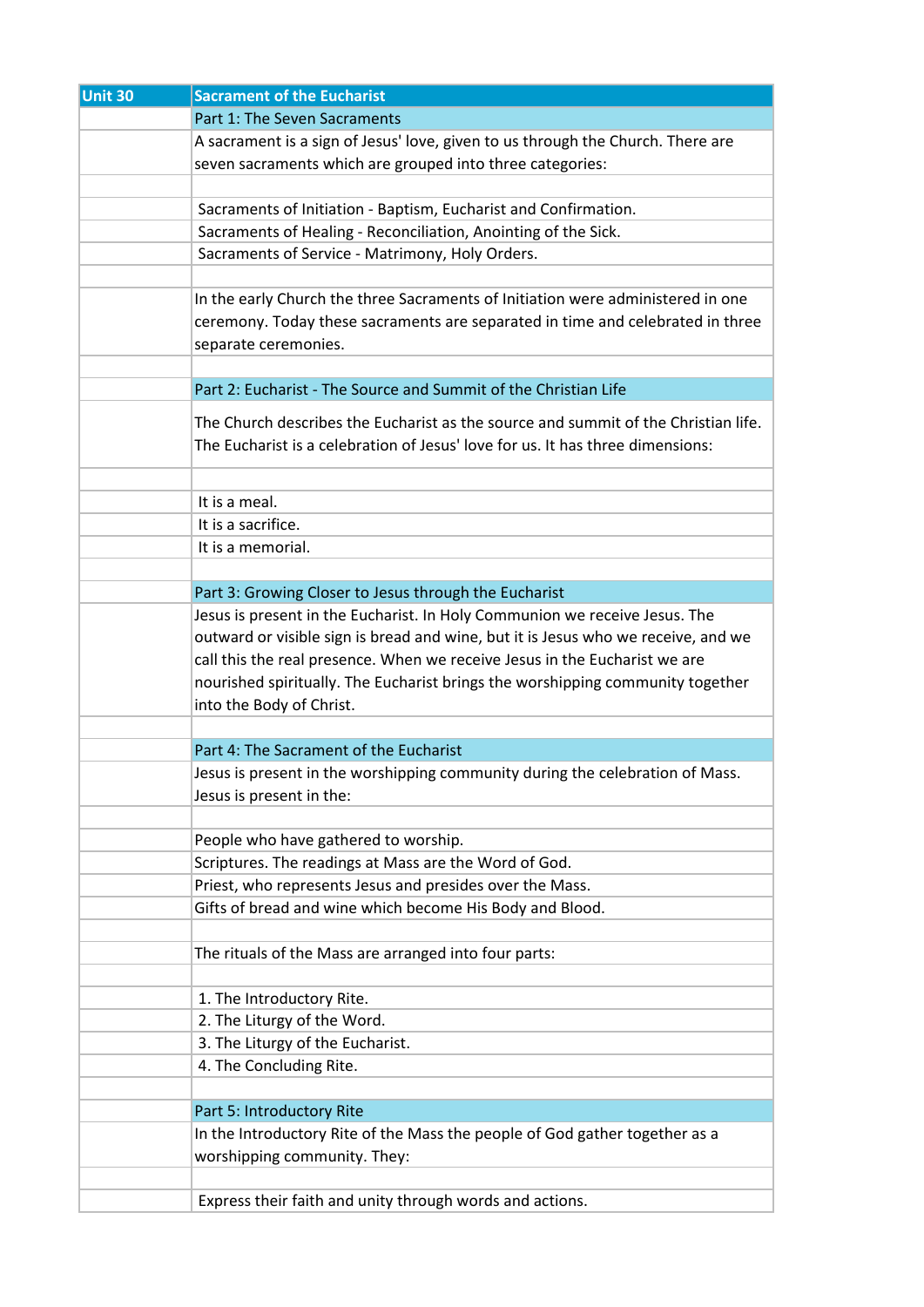| Unit 30 | Sacrament of the Eucharist |
|---|---|
| | Part 1: The Seven Sacraments |
| | A sacrament is a sign of Jesus' love, given to us through the Church. There are seven sacraments which are grouped into three categories: |
| | |
| | Sacraments of Initiation - Baptism, Eucharist and Confirmation. |
| | Sacraments of Healing - Reconciliation, Anointing of the Sick. |
| | Sacraments of Service - Matrimony, Holy Orders. |
| | |
| | In the early Church the three Sacraments of Initiation were administered in one ceremony. Today these sacraments are separated in time and celebrated in three separate ceremonies. |
| | |
| | Part 2: Eucharist - The Source and Summit of the Christian Life |
| | The Church describes the Eucharist as the source and summit of the Christian life. The Eucharist is a celebration of Jesus' love for us. It has three dimensions: |
| | |
| | It is a meal. |
| | It is a sacrifice. |
| | It is a memorial. |
| | |
| | Part 3: Growing Closer to Jesus through the Eucharist |
| | Jesus is present in the Eucharist. In Holy Communion we receive Jesus. The outward or visible sign is bread and wine, but it is Jesus who we receive, and we call this the real presence. When we receive Jesus in the Eucharist we are nourished spiritually. The Eucharist brings the worshipping community together into the Body of Christ. |
| | |
| | Part 4: The Sacrament of the Eucharist |
| | Jesus is present in the worshipping community during the celebration of Mass. Jesus is present in the: |
| | |
| | People who have gathered to worship. |
| | Scriptures. The readings at Mass are the Word of God. |
| | Priest, who represents Jesus and presides over the Mass. |
| | Gifts of bread and wine which become His Body and Blood. |
| | |
| | The rituals of the Mass are arranged into four parts: |
| | |
| | 1. The Introductory Rite. |
| | 2. The Liturgy of the Word. |
| | 3. The Liturgy of the Eucharist. |
| | 4. The Concluding Rite. |
| | |
| | Part 5: Introductory Rite |
| | In the Introductory Rite of the Mass the people of God gather together as a worshipping community. They: |
| | |
| | Express their faith and unity through words and actions. |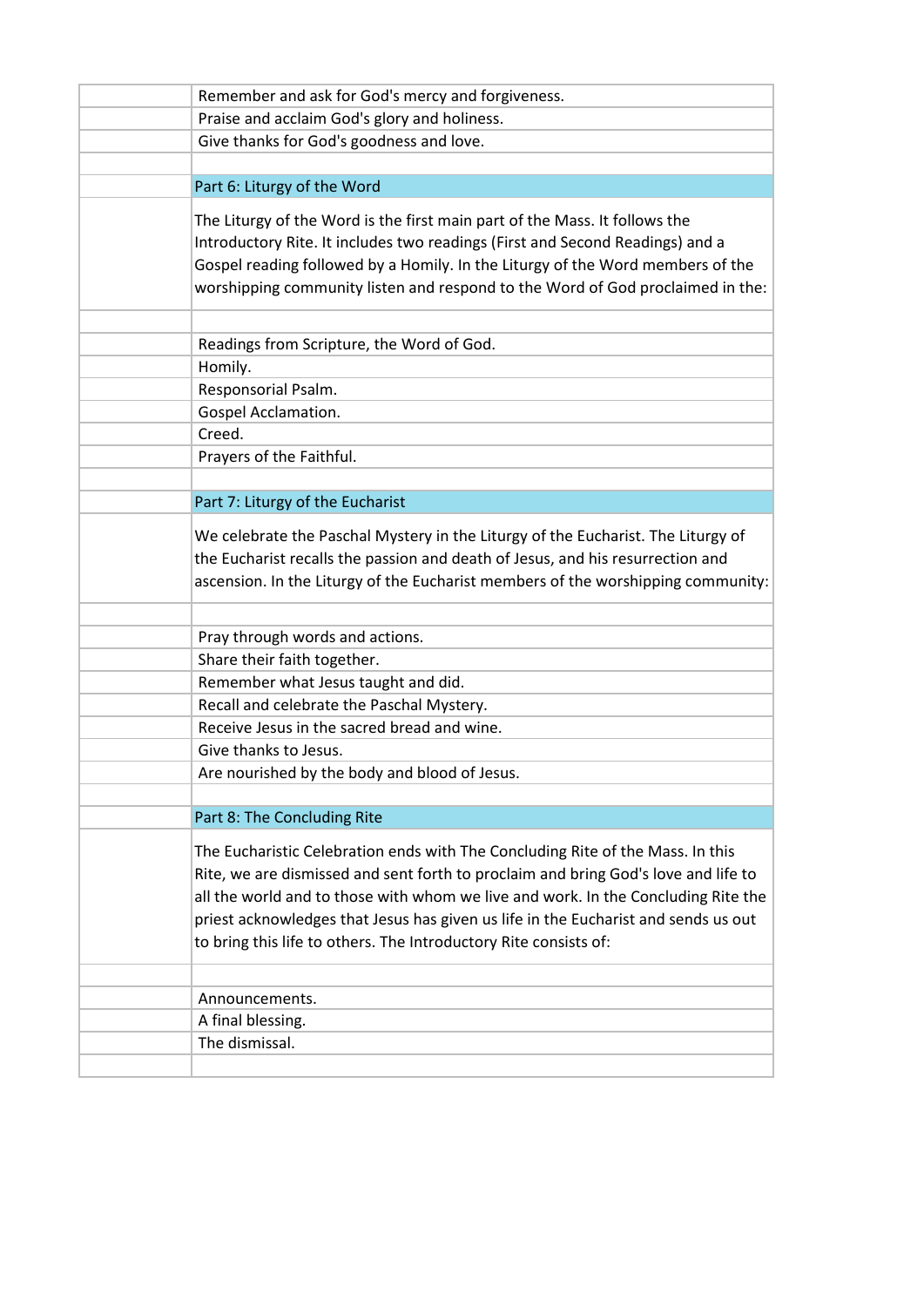- Remember and ask for God's mercy and forgiveness.
- Praise and acclaim God's glory and holiness.
- Give thanks for God's goodness and love.

## Part 6: Liturgy of the Word

The Liturgy of the Word is the first main part of the Mass. It follows the Introductory Rite. It includes two readings (First and Second Readings) and a Gospel reading followed by a Homily. In the Liturgy of the Word members of the worshipping community listen and respond to the Word of God proclaimed in the:

- Readings from Scripture, the Word of God.
- Homily.
- Responsorial Psalm.
- Gospel Acclamation.
- Creed.
- Prayers of the Faithful.

## Part 7: Liturgy of the Eucharist

We celebrate the Paschal Mystery in the Liturgy of the Eucharist. The Liturgy of the Eucharist recalls the passion and death of Jesus, and his resurrection and ascension. In the Liturgy of the Eucharist members of the worshipping community:

- Pray through words and actions.
- Share their faith together.
- Remember what Jesus taught and did.
- Recall and celebrate the Paschal Mystery.
- Receive Jesus in the sacred bread and wine.
- Give thanks to Jesus.
- Are nourished by the body and blood of Jesus.

## Part 8: The Concluding Rite

The Eucharistic Celebration ends with The Concluding Rite of the Mass. In this Rite, we are dismissed and sent forth to proclaim and bring God's love and life to all the world and to those with whom we live and work. In the Concluding Rite the priest acknowledges that Jesus has given us life in the Eucharist and sends us out to bring this life to others. The Introductory Rite consists of:

- Announcements.
- A final blessing.
- The dismissal.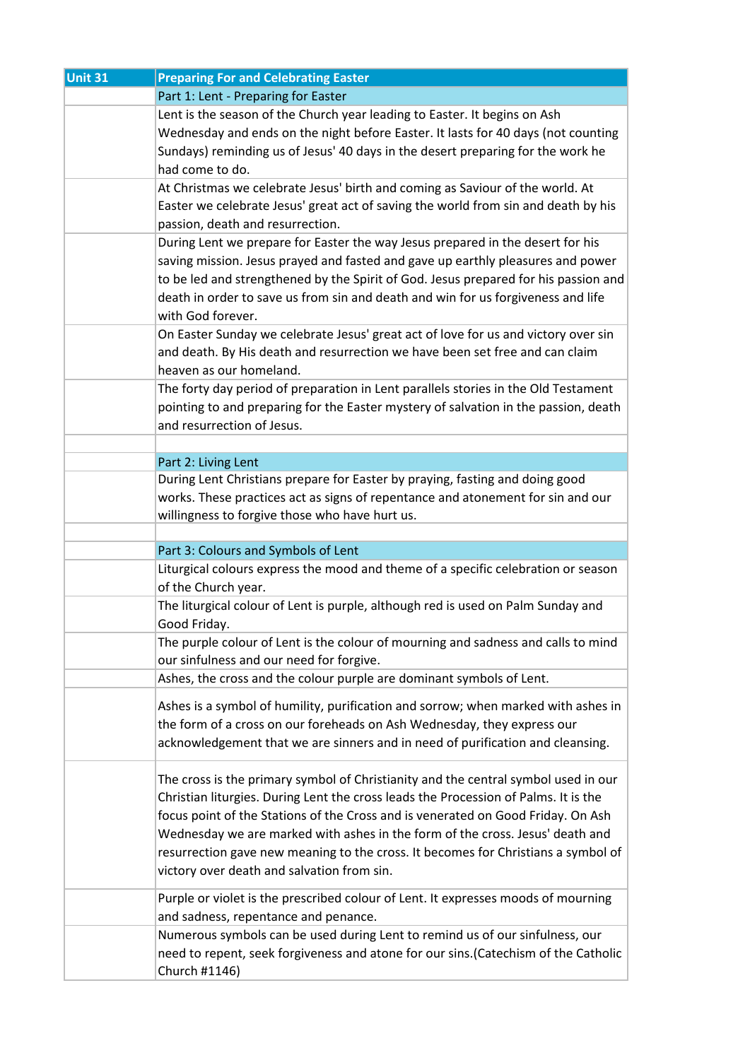| Unit 31 | Preparing For and Celebrating Easter |
|---|---|
| | Part 1: Lent - Preparing for Easter |
| | Lent is the season of the Church year leading to Easter. It begins on Ash Wednesday and ends on the night before Easter. It lasts for 40 days (not counting Sundays) reminding us of Jesus' 40 days in the desert preparing for the work he had come to do. |
| | At Christmas we celebrate Jesus' birth and coming as Saviour of the world. At Easter we celebrate Jesus' great act of saving the world from sin and death by his passion, death and resurrection. |
| | During Lent we prepare for Easter the way Jesus prepared in the desert for his saving mission. Jesus prayed and fasted and gave up earthly pleasures and power to be led and strengthened by the Spirit of God. Jesus prepared for his passion and death in order to save us from sin and death and win for us forgiveness and life with God forever. |
| | On Easter Sunday we celebrate Jesus' great act of love for us and victory over sin and death. By His death and resurrection we have been set free and can claim heaven as our homeland. |
| | The forty day period of preparation in Lent parallels stories in the Old Testament pointing to and preparing for the Easter mystery of salvation in the passion, death and resurrection of Jesus. |
| | |
| | Part 2: Living Lent |
| | During Lent Christians prepare for Easter by praying, fasting and doing good works. These practices act as signs of repentance and atonement for sin and our willingness to forgive those who have hurt us. |
| | |
| | Part 3: Colours and Symbols of Lent |
| | Liturgical colours express the mood and theme of a specific celebration or season of the Church year. |
| | The liturgical colour of Lent is purple, although red is used on Palm Sunday and Good Friday. |
| | The purple colour of Lent is the colour of mourning and sadness and calls to mind our sinfulness and our need for forgive. |
| | Ashes, the cross and the colour purple are dominant symbols of Lent. |
| | Ashes is a symbol of humility, purification and sorrow; when marked with ashes in the form of a cross on our foreheads on Ash Wednesday, they express our acknowledgement that we are sinners and in need of purification and cleansing. |
| | The cross is the primary symbol of Christianity and the central symbol used in our Christian liturgies. During Lent the cross leads the Procession of Palms. It is the focus point of the Stations of the Cross and is venerated on Good Friday. On Ash Wednesday we are marked with ashes in the form of the cross. Jesus' death and resurrection gave new meaning to the cross. It becomes for Christians a symbol of victory over death and salvation from sin. |
| | Purple or violet is the prescribed colour of Lent. It expresses moods of mourning and sadness, repentance and penance. |
| | Numerous symbols can be used during Lent to remind us of our sinfulness, our need to repent, seek forgiveness and atone for our sins.(Catechism of the Catholic Church #1146) |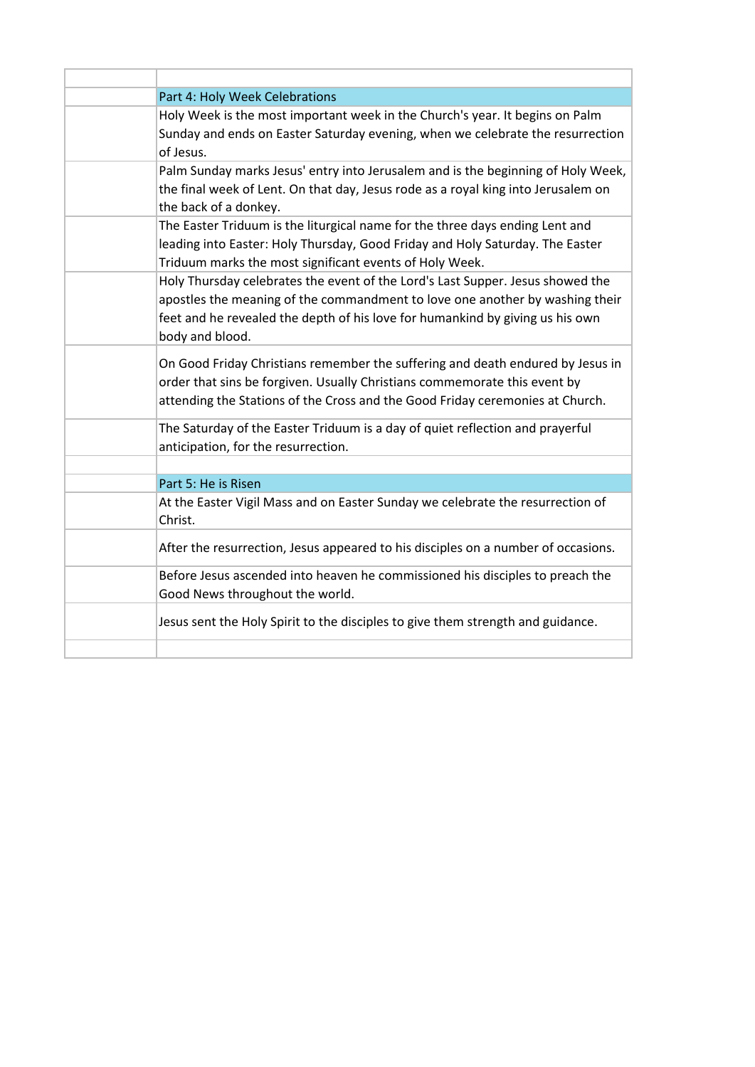| | |
|---|---|
| | |
| | Part 4: Holy Week Celebrations |
| | Holy Week is the most important week in the Church's year. It begins on Palm Sunday and ends on Easter Saturday evening, when we celebrate the resurrection of Jesus. |
| | Palm Sunday marks Jesus' entry into Jerusalem and is the beginning of Holy Week, the final week of Lent. On that day, Jesus rode as a royal king into Jerusalem on the back of a donkey. |
| | The Easter Triduum is the liturgical name for the three days ending Lent and leading into Easter: Holy Thursday, Good Friday and Holy Saturday. The Easter Triduum marks the most significant events of Holy Week. |
| | Holy Thursday celebrates the event of the Lord's Last Supper. Jesus showed the apostles the meaning of the commandment to love one another by washing their feet and he revealed the depth of his love for humankind by giving us his own body and blood. |
| | On Good Friday Christians remember the suffering and death endured by Jesus in order that sins be forgiven. Usually Christians commemorate this event by attending the Stations of the Cross and the Good Friday ceremonies at Church. |
| | The Saturday of the Easter Triduum is a day of quiet reflection and prayerful anticipation, for the resurrection. |
| | |
| | Part 5: He is Risen |
| | At the Easter Vigil Mass and on Easter Sunday we celebrate the resurrection of Christ. |
| | After the resurrection, Jesus appeared to his disciples on a number of occasions. |
| | Before Jesus ascended into heaven he commissioned his disciples to preach the Good News throughout the world. |
| | Jesus sent the Holy Spirit to the disciples to give them strength and guidance. |
| | |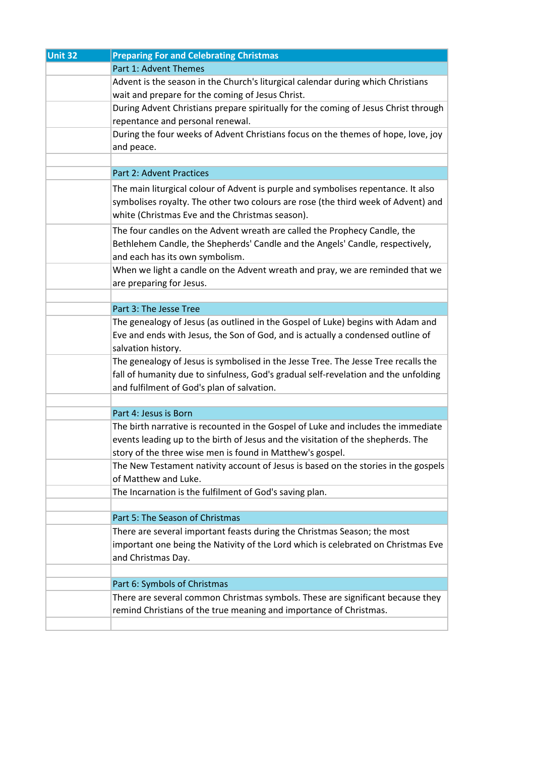| Unit 32 | Preparing For and Celebrating Christmas |
| --- | --- |
| | Part 1: Advent Themes |
| | Advent is the season in the Church's liturgical calendar during which Christians wait and prepare for the coming of Jesus Christ. |
| | During Advent Christians prepare spiritually for the coming of Jesus Christ through repentance and personal renewal. |
| | During the four weeks of Advent Christians focus on the themes of hope, love, joy and peace. |
| | |
| | Part 2: Advent Practices |
| | The main liturgical colour of Advent is purple and symbolises repentance. It also symbolises royalty. The other two colours are rose (the third week of Advent) and white (Christmas Eve and the Christmas season). |
| | The four candles on the Advent wreath are called the Prophecy Candle, the Bethlehem Candle, the Shepherds' Candle and the Angels' Candle, respectively, and each has its own symbolism. |
| | When we light a candle on the Advent wreath and pray, we are reminded that we are preparing for Jesus. |
| | |
| | Part 3: The Jesse Tree |
| | The genealogy of Jesus (as outlined in the Gospel of Luke) begins with Adam and Eve and ends with Jesus, the Son of God, and is actually a condensed outline of salvation history. |
| | The genealogy of Jesus is symbolised in the Jesse Tree. The Jesse Tree recalls the fall of humanity due to sinfulness, God's gradual self-revelation and the unfolding and fulfilment of God's plan of salvation. |
| | |
| | Part 4: Jesus is Born |
| | The birth narrative is recounted in the Gospel of Luke and includes the immediate events leading up to the birth of Jesus and the visitation of the shepherds. The story of the three wise men is found in Matthew's gospel. |
| | The New Testament nativity account of Jesus is based on the stories in the gospels of Matthew and Luke. |
| | The Incarnation is the fulfilment of God's saving plan. |
| | |
| | Part 5: The Season of Christmas |
| | There are several important feasts during the Christmas Season; the most important one being the Nativity of the Lord which is celebrated on Christmas Eve and Christmas Day. |
| | |
| | Part 6: Symbols of Christmas |
| | There are several common Christmas symbols. These are significant because they remind Christians of the true meaning and importance of Christmas. |
| | |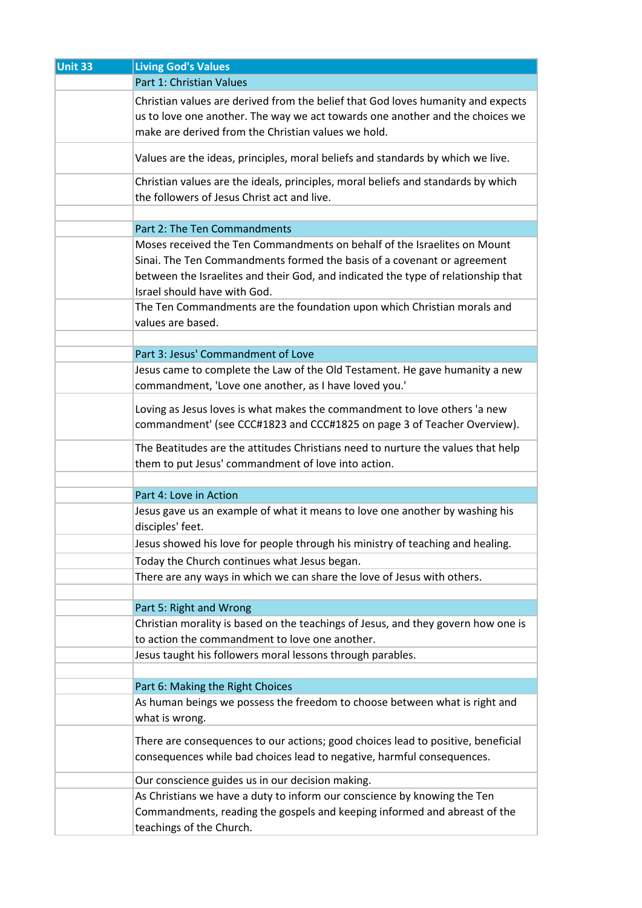| Unit 33 | Living God's Values |
|---|---|
| | Part 1: Christian Values |
| | Christian values are derived from the belief that God loves humanity and expects us to love one another. The way we act towards one another and the choices we make are derived from the Christian values we hold. |
| | Values are the ideas, principles, moral beliefs and standards by which we live. |
| | Christian values are the ideals, principles, moral beliefs and standards by which the followers of Jesus Christ act and live. |
| | |
| | Part 2: The Ten Commandments |
| | Moses received the Ten Commandments on behalf of the Israelites on Mount Sinai. The Ten Commandments formed the basis of a covenant or agreement between the Israelites and their God, and indicated the type of relationship that Israel should have with God. |
| | The Ten Commandments are the foundation upon which Christian morals and values are based. |
| | |
| | Part 3: Jesus' Commandment of Love |
| | Jesus came to complete the Law of the Old Testament. He gave humanity a new commandment, 'Love one another, as I have loved you.' |
| | Loving as Jesus loves is what makes the commandment to love others 'a new commandment' (see CCC#1823 and CCC#1825 on page 3 of Teacher Overview). |
| | The Beatitudes are the attitudes Christians need to nurture the values that help them to put Jesus' commandment of love into action. |
| | |
| | Part 4: Love in Action |
| | Jesus gave us an example of what it means to love one another by washing his disciples' feet. |
| | Jesus showed his love for people through his ministry of teaching and healing. |
| | Today the Church continues what Jesus began. |
| | There are any ways in which we can share the love of Jesus with others. |
| | |
| | Part 5: Right and Wrong |
| | Christian morality is based on the teachings of Jesus, and they govern how one is to action the commandment to love one another. |
| | Jesus taught his followers moral lessons through parables. |
| | |
| | Part 6: Making the Right Choices |
| | As human beings we possess the freedom to choose between what is right and what is wrong. |
| | There are consequences to our actions; good choices lead to positive, beneficial consequences while bad choices lead to negative, harmful consequences. |
| | Our conscience guides us in our decision making. |
| | As Christians we have a duty to inform our conscience by knowing the Ten Commandments, reading the gospels and keeping informed and abreast of the teachings of the Church. |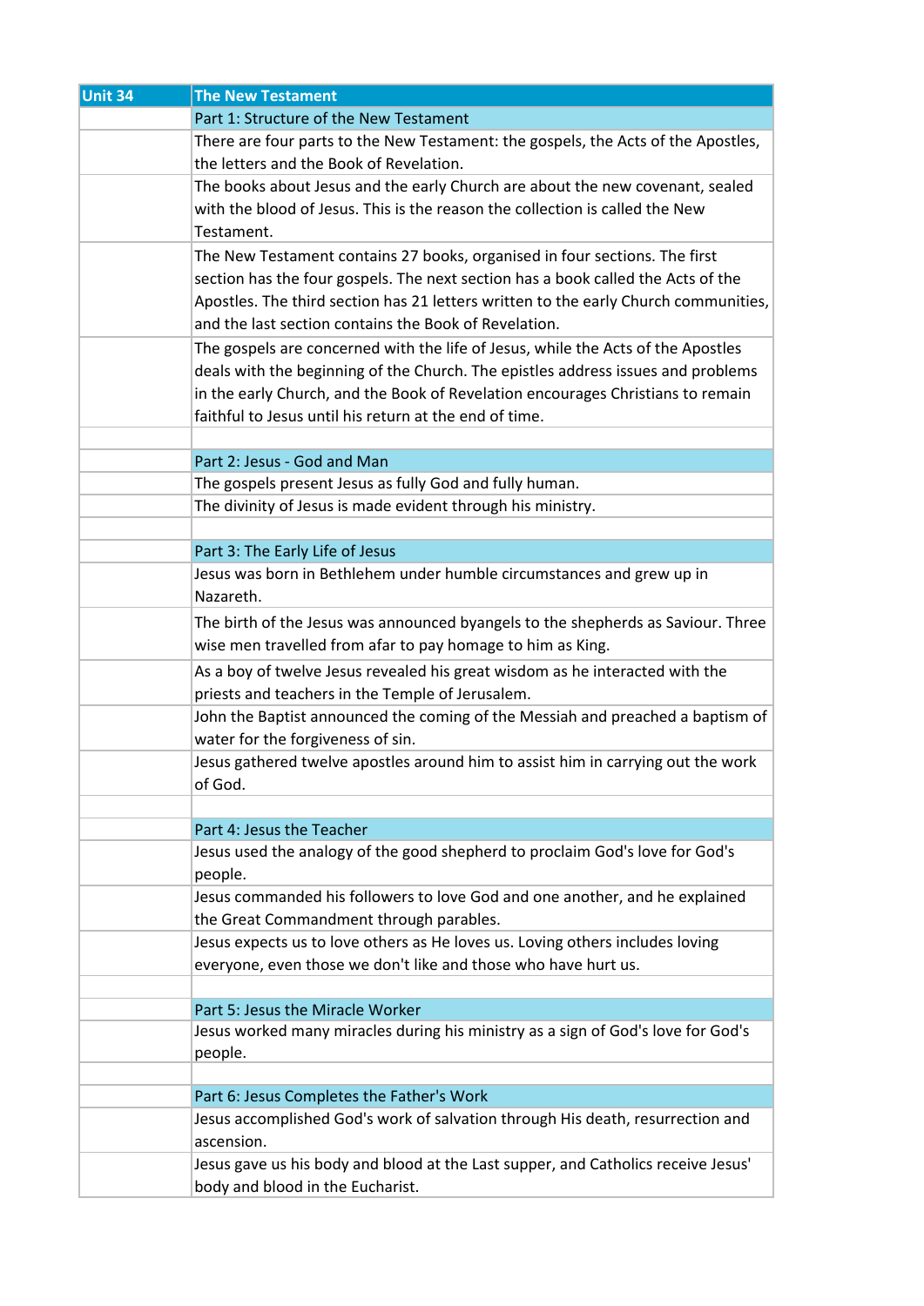| Unit 34 | The New Testament |
|---|---|
| | Part 1: Structure of the New Testament |
| | There are four parts to the New Testament: the gospels, the Acts of the Apostles, the letters and the Book of Revelation. |
| | The books about Jesus and the early Church are about the new covenant, sealed with the blood of Jesus. This is the reason the collection is called the New Testament. |
| | The New Testament contains 27 books, organised in four sections. The first section has the four gospels. The next section has a book called the Acts of the Apostles. The third section has 21 letters written to the early Church communities, and the last section contains the Book of Revelation. |
| | The gospels are concerned with the life of Jesus, while the Acts of the Apostles deals with the beginning of the Church. The epistles address issues and problems in the early Church, and the Book of Revelation encourages Christians to remain faithful to Jesus until his return at the end of time. |
| | |
| | Part 2: Jesus - God and Man |
| | The gospels present Jesus as fully God and fully human. |
| | The divinity of Jesus is made evident through his ministry. |
| | |
| | Part 3: The Early Life of Jesus |
| | Jesus was born in Bethlehem under humble circumstances and grew up in Nazareth. |
| | The birth of the Jesus was announced byangels to the shepherds as Saviour. Three wise men travelled from afar to pay homage to him as King. |
| | As a boy of twelve Jesus revealed his great wisdom as he interacted with the priests and teachers in the Temple of Jerusalem. |
| | John the Baptist announced the coming of the Messiah and preached a baptism of water for the forgiveness of sin. |
| | Jesus gathered twelve apostles around him to assist him in carrying out the work of God. |
| | |
| | Part 4: Jesus the Teacher |
| | Jesus used the analogy of the good shepherd to proclaim God's love for God's people. |
| | Jesus commanded his followers to love God and one another, and he explained the Great Commandment through parables. |
| | Jesus expects us to love others as He loves us. Loving others includes loving everyone, even those we don't like and those who have hurt us. |
| | |
| | Part 5: Jesus the Miracle Worker |
| | Jesus worked many miracles during his ministry as a sign of God's love for God's people. |
| | |
| | Part 6: Jesus Completes the Father's Work |
| | Jesus accomplished God's work of salvation through His death, resurrection and ascension. |
| | Jesus gave us his body and blood at the Last supper, and Catholics receive Jesus' body and blood in the Eucharist. |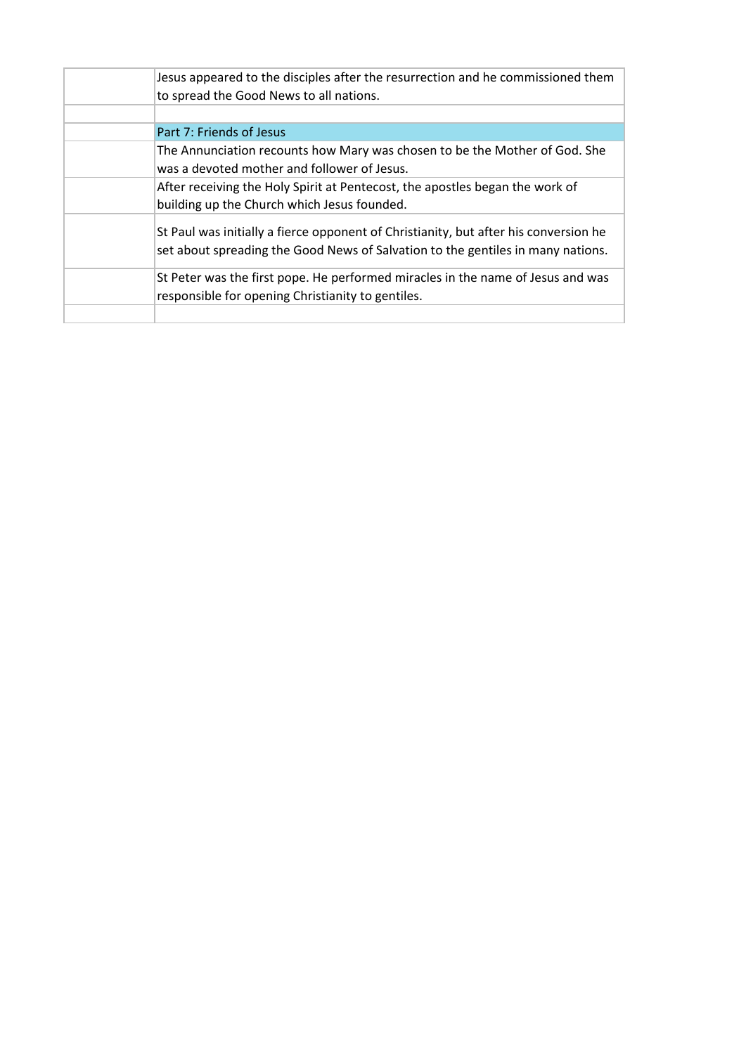| | |
|---|---|
| | Jesus appeared to the disciples after the resurrection and he commissioned them to spread the Good News to all nations. |
| | |
| | Part 7: Friends of Jesus |
| | The Annunciation recounts how Mary was chosen to be the Mother of God. She was a devoted mother and follower of Jesus. |
| | After receiving the Holy Spirit at Pentecost, the apostles began the work of building up the Church which Jesus founded. |
| | St Paul was initially a fierce opponent of Christianity, but after his conversion he set about spreading the Good News of Salvation to the gentiles in many nations. |
| | St Peter was the first pope. He performed miracles in the name of Jesus and was responsible for opening Christianity to gentiles. |
| | |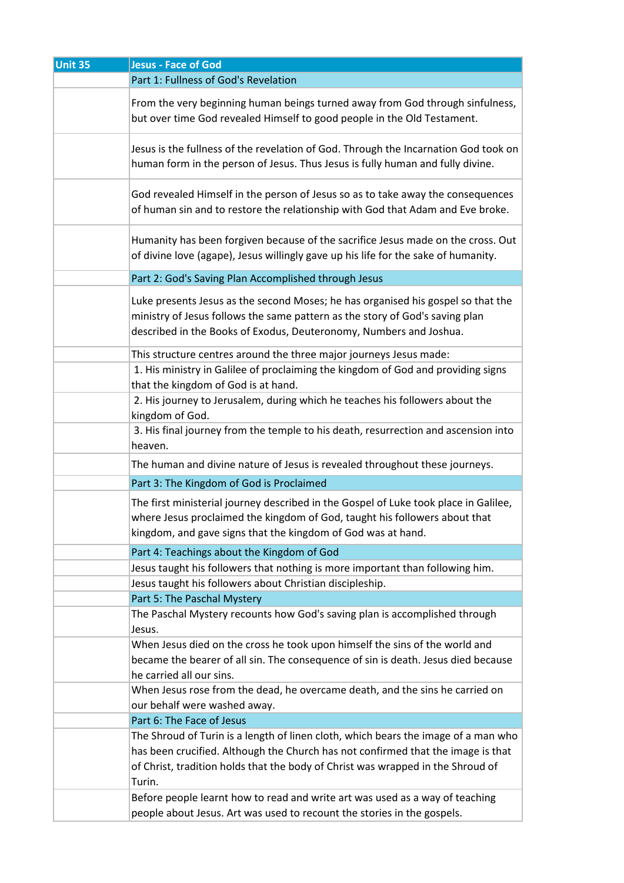| Unit 35 | Jesus - Face of God |
|---|---|
| | Part 1: Fullness of God's Revelation |
| | From the very beginning human beings turned away from God through sinfulness, but over time God revealed Himself to good people in the Old Testament. |
| | Jesus is the fullness of the revelation of God. Through the Incarnation God took on human form in the person of Jesus. Thus Jesus is fully human and fully divine. |
| | God revealed Himself in the person of Jesus so as to take away the consequences of human sin and to restore the relationship with God that Adam and Eve broke. |
| | Humanity has been forgiven because of the sacrifice Jesus made on the cross. Out of divine love (agape), Jesus willingly gave up his life for the sake of humanity. |
| | Part 2: God's Saving Plan Accomplished through Jesus |
| | Luke presents Jesus as the second Moses; he has organised his gospel so that the ministry of Jesus follows the same pattern as the story of God's saving plan described in the Books of Exodus, Deuteronomy, Numbers and Joshua. |
| | This structure centres around the three major journeys Jesus made: |
| | 1. His ministry in Galilee of proclaiming the kingdom of God and providing signs that the kingdom of God is at hand. |
| | 2. His journey to Jerusalem, during which he teaches his followers about the kingdom of God. |
| | 3. His final journey from the temple to his death, resurrection and ascension into heaven. |
| | The human and divine nature of Jesus is revealed throughout these journeys. |
| | Part 3: The Kingdom of God is Proclaimed |
| | The first ministerial journey described in the Gospel of Luke took place in Galilee, where Jesus proclaimed the kingdom of God, taught his followers about that kingdom, and gave signs that the kingdom of God was at hand. |
| | Part 4: Teachings about the Kingdom of God |
| | Jesus taught his followers that nothing is more important than following him. |
| | Jesus taught his followers about Christian discipleship. |
| | Part 5: The Paschal Mystery |
| | The Paschal Mystery recounts how God's saving plan is accomplished through Jesus. |
| | When Jesus died on the cross he took upon himself the sins of the world and became the bearer of all sin. The consequence of sin is death. Jesus died because he carried all our sins. |
| | When Jesus rose from the dead, he overcame death, and the sins he carried on our behalf were washed away. |
| | Part 6: The Face of Jesus |
| | The Shroud of Turin is a length of linen cloth, which bears the image of a man who has been crucified. Although the Church has not confirmed that the image is that of Christ, tradition holds that the body of Christ was wrapped in the Shroud of Turin. |
| | Before people learnt how to read and write art was used as a way of teaching people about Jesus. Art was used to recount the stories in the gospels. |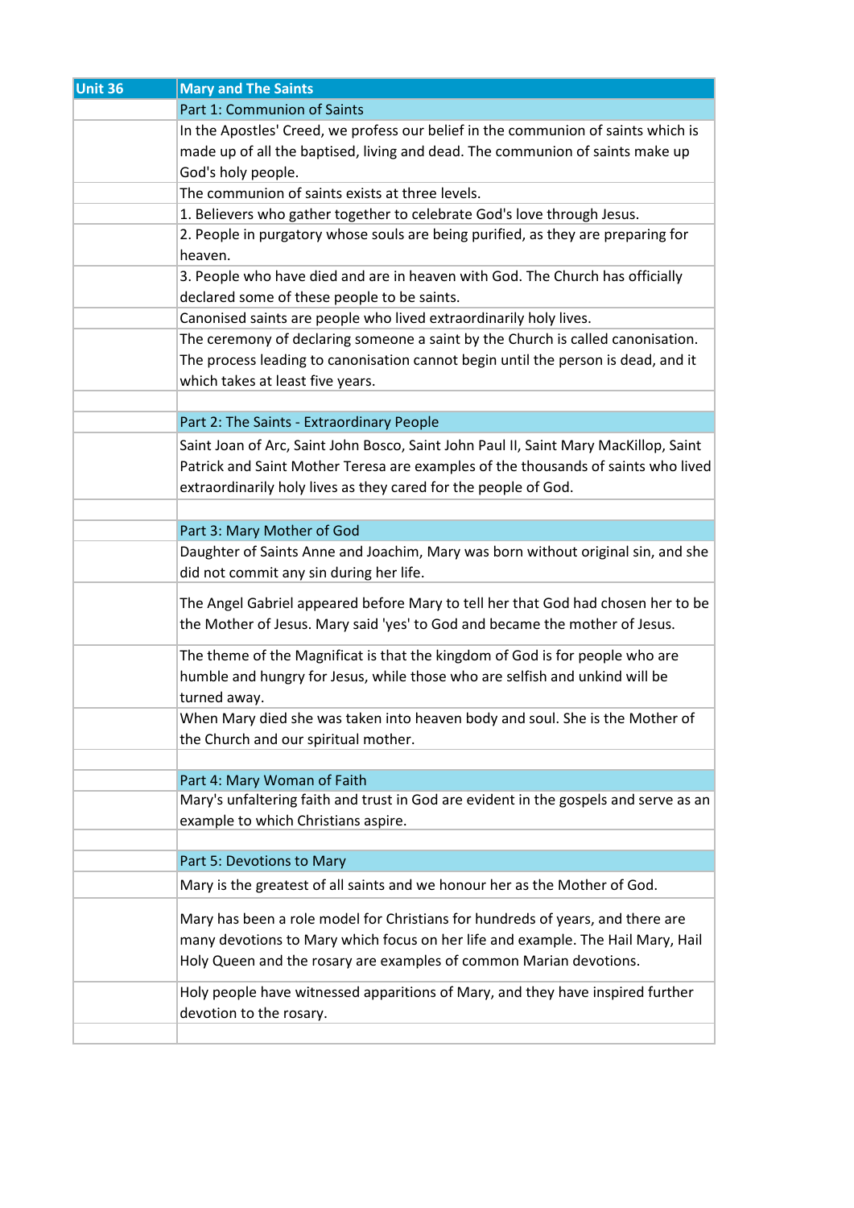| Unit 36 | Mary and The Saints |
| --- | --- |
| | Part 1: Communion of Saints |
| | In the Apostles' Creed, we profess our belief in the communion of saints which is made up of all the baptised, living and dead. The communion of saints make up God's holy people. |
| | The communion of saints exists at three levels. |
| | 1. Believers who gather together to celebrate God's love through Jesus. |
| | 2. People in purgatory whose souls are being purified, as they are preparing for heaven. |
| | 3. People who have died and are in heaven with God. The Church has officially declared some of these people to be saints. |
| | Canonised saints are people who lived extraordinarily holy lives. |
| | The ceremony of declaring someone a saint by the Church is called canonisation. The process leading to canonisation cannot begin until the person is dead, and it which takes at least five years. |
| | |
| | Part 2: The Saints - Extraordinary People |
| | Saint Joan of Arc, Saint John Bosco, Saint John Paul II, Saint Mary MacKillop, Saint Patrick and Saint Mother Teresa are examples of the thousands of saints who lived extraordinarily holy lives as they cared for the people of God. |
| | |
| | Part 3: Mary Mother of God |
| | Daughter of Saints Anne and Joachim, Mary was born without original sin, and she did not commit any sin during her life. |
| | The Angel Gabriel appeared before Mary to tell her that God had chosen her to be the Mother of Jesus. Mary said 'yes' to God and became the mother of Jesus. |
| | The theme of the Magnificat is that the kingdom of God is for people who are humble and hungry for Jesus, while those who are selfish and unkind will be turned away. |
| | When Mary died she was taken into heaven body and soul. She is the Mother of the Church and our spiritual mother. |
| | |
| | Part 4: Mary Woman of Faith |
| | Mary's unfaltering faith and trust in God are evident in the gospels and serve as an example to which Christians aspire. |
| | |
| | Part 5: Devotions to Mary |
| | Mary is the greatest of all saints and we honour her as the Mother of God. |
| | Mary has been a role model for Christians for hundreds of years, and there are many devotions to Mary which focus on her life and example. The Hail Mary, Hail Holy Queen and the rosary are examples of common Marian devotions. |
| | Holy people have witnessed apparitions of Mary, and they have inspired further devotion to the rosary. |
| | |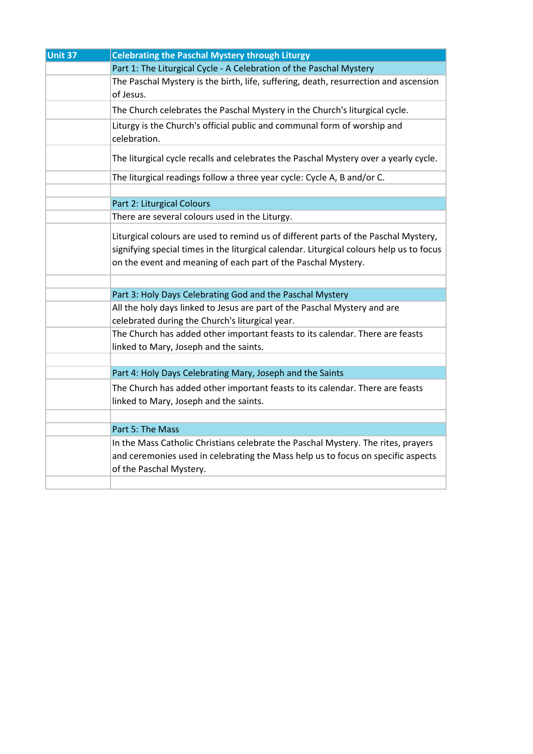| Unit 37 | Celebrating the Paschal Mystery through Liturgy |
|---|---|
| | Part 1: The Liturgical Cycle - A Celebration of the Paschal Mystery |
| | The Paschal Mystery is the birth, life, suffering, death, resurrection and ascension of Jesus. |
| | The Church celebrates the Paschal Mystery in the Church's liturgical cycle. |
| | Liturgy is the Church's official public and communal form of worship and celebration. |
| | The liturgical cycle recalls and celebrates the Paschal Mystery over a yearly cycle. |
| | The liturgical readings follow a three year cycle: Cycle A, B and/or C. |
| | |
| | Part 2: Liturgical Colours |
| | There are several colours used in the Liturgy. |
| | Liturgical colours are used to remind us of different parts of the Paschal Mystery, signifying special times in the liturgical calendar. Liturgical colours help us to focus on the event and meaning of each part of the Paschal Mystery. |
| | |
| | Part 3: Holy Days Celebrating God and the Paschal Mystery |
| | All the holy days linked to Jesus are part of the Paschal Mystery and are celebrated during the Church's liturgical year. |
| | The Church has added other important feasts to its calendar. There are feasts linked to Mary, Joseph and the saints. |
| | |
| | Part 4: Holy Days Celebrating Mary, Joseph and the Saints |
| | The Church has added other important feasts to its calendar. There are feasts linked to Mary, Joseph and the saints. |
| | |
| | Part 5: The Mass |
| | In the Mass Catholic Christians celebrate the Paschal Mystery. The rites, prayers and ceremonies used in celebrating the Mass help us to focus on specific aspects of the Paschal Mystery. |
| | |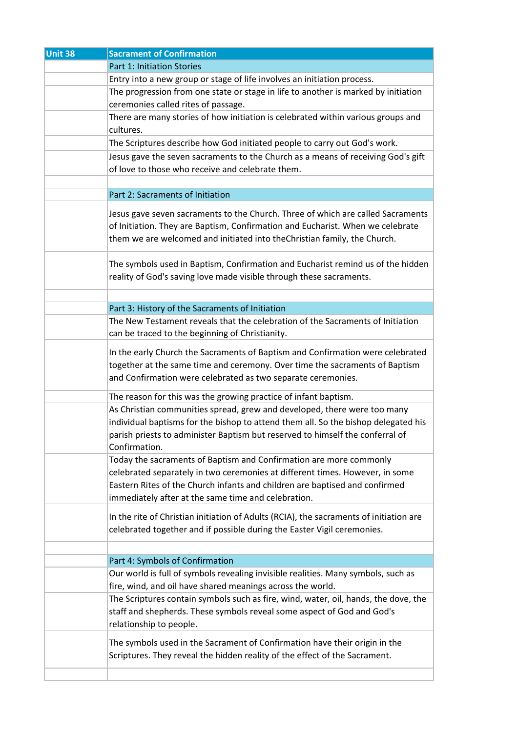| Unit 38 | Sacrament of Confirmation |
| --- | --- |
| | Part 1: Initiation Stories |
| | Entry into a new group or stage of life involves an initiation process. |
| | The progression from one state or stage in life to another is marked by initiation ceremonies called rites of passage. |
| | There are many stories of how initiation is celebrated within various groups and cultures. |
| | The Scriptures describe how God initiated people to carry out God's work. |
| | Jesus gave the seven sacraments to the Church as a means of receiving God's gift of love to those who receive and celebrate them. |
| | |
| | Part 2: Sacraments of Initiation |
| | Jesus gave seven sacraments to the Church. Three of which are called Sacraments of Initiation. They are Baptism, Confirmation and Eucharist. When we celebrate them we are welcomed and initiated into theChristian family, the Church. |
| | The symbols used in Baptism, Confirmation and Eucharist remind us of the hidden reality of God's saving love made visible through these sacraments. |
| | |
| | Part 3: History of the Sacraments of Initiation |
| | The New Testament reveals that the celebration of the Sacraments of Initiation can be traced to the beginning of Christianity. |
| | In the early Church the Sacraments of Baptism and Confirmation were celebrated together at the same time and ceremony. Over time the sacraments of Baptism and Confirmation were celebrated as two separate ceremonies. |
| | The reason for this was the growing practice of infant baptism. |
| | As Christian communities spread, grew and developed, there were too many individual baptisms for the bishop to attend them all. So the bishop delegated his parish priests to administer Baptism but reserved to himself the conferral of Confirmation. |
| | Today the sacraments of Baptism and Confirmation are more commonly celebrated separately in two ceremonies at different times. However, in some Eastern Rites of the Church infants and children are baptised and confirmed immediately after at the same time and celebration. |
| | In the rite of Christian initiation of Adults (RCIA), the sacraments of initiation are celebrated together and if possible during the Easter Vigil ceremonies. |
| | |
| | Part 4: Symbols of Confirmation |
| | Our world is full of symbols revealing invisible realities. Many symbols, such as fire, wind, and oil have shared meanings across the world. |
| | The Scriptures contain symbols such as fire, wind, water, oil, hands, the dove, the staff and shepherds. These symbols reveal some aspect of God and God's relationship to people. |
| | The symbols used in the Sacrament of Confirmation have their origin in the Scriptures. They reveal the hidden reality of the effect of the Sacrament. |
| | |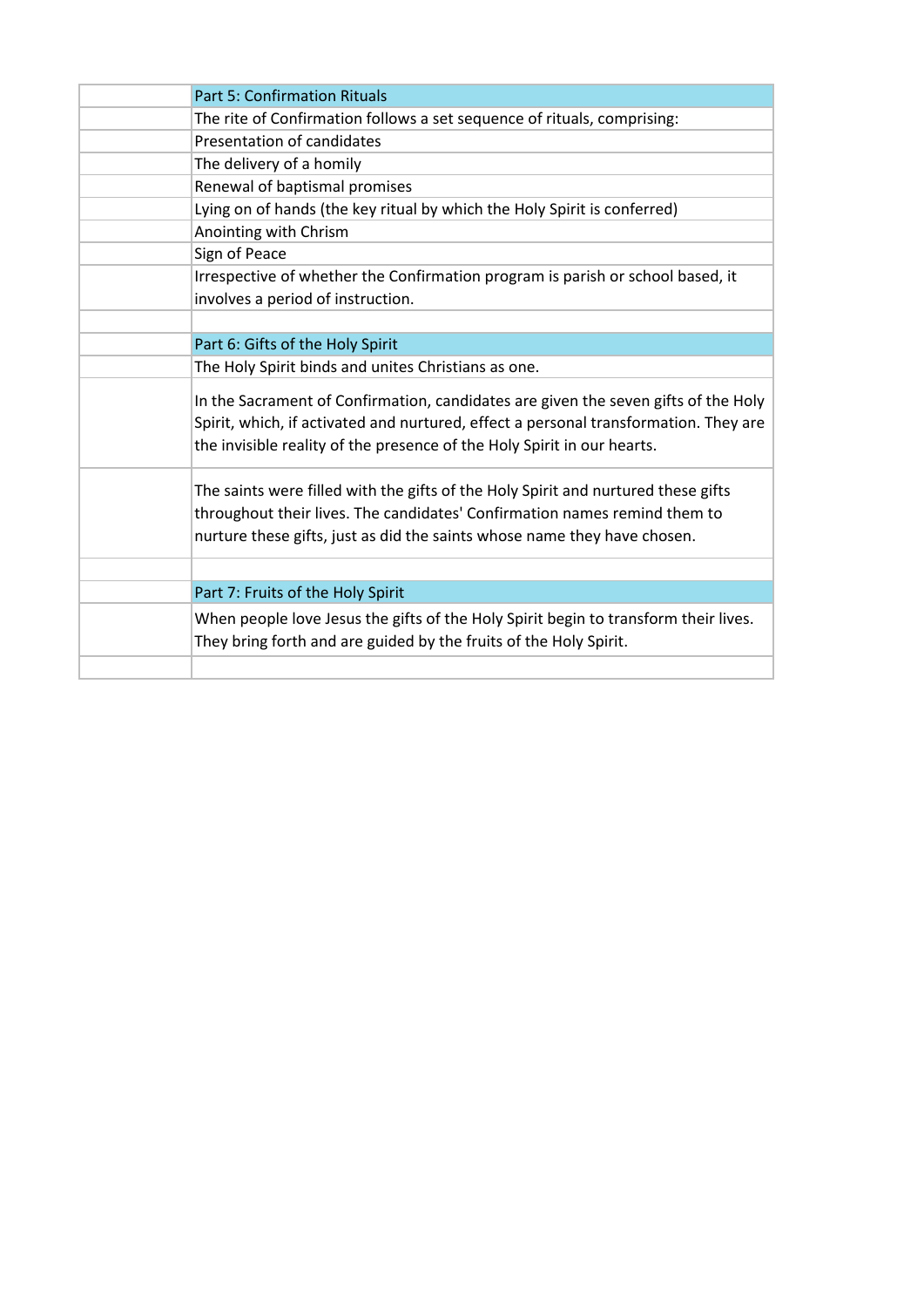| | |
|---|---|
| | Part 5: Confirmation Rituals |
| | The rite of Confirmation follows a set sequence of rituals, comprising: |
| | Presentation of candidates |
| | The delivery of a homily |
| | Renewal of baptismal promises |
| | Lying on of hands (the key ritual by which the Holy Spirit is conferred) |
| | Anointing with Chrism |
| | Sign of Peace |
| | Irrespective of whether the Confirmation program is parish or school based, it involves a period of instruction. |
| | |
| | Part 6: Gifts of the Holy Spirit |
| | The Holy Spirit binds and unites Christians as one. |
| | In the Sacrament of Confirmation, candidates are given the seven gifts of the Holy Spirit, which, if activated and nurtured, effect a personal transformation. They are the invisible reality of the presence of the Holy Spirit in our hearts. |
| | The saints were filled with the gifts of the Holy Spirit and nurtured these gifts throughout their lives. The candidates' Confirmation names remind them to nurture these gifts, just as did the saints whose name they have chosen. |
| | |
| | Part 7: Fruits of the Holy Spirit |
| | When people love Jesus the gifts of the Holy Spirit begin to transform their lives. They bring forth and are guided by the fruits of the Holy Spirit. |
| | |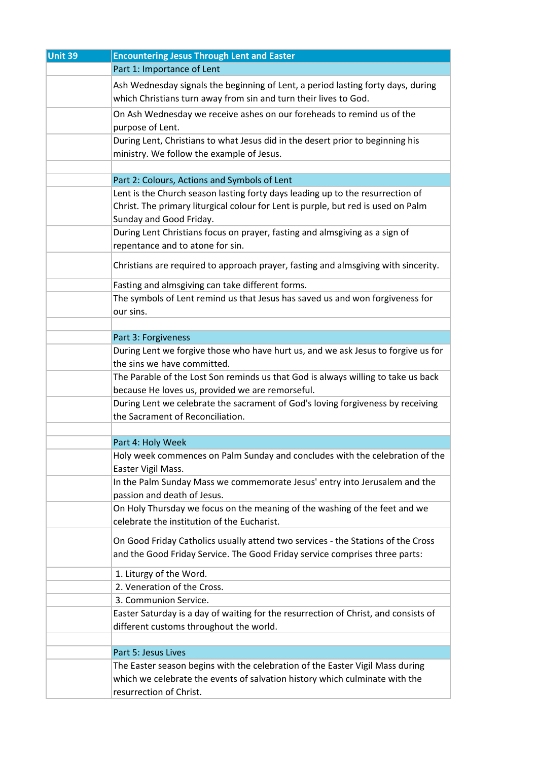| Unit 39 | Encountering Jesus Through Lent and Easter |
| --- | --- |
| | Part 1: Importance of Lent |
| | Ash Wednesday signals the beginning of Lent, a period lasting forty days, during which Christians turn away from sin and turn their lives to God. |
| | On Ash Wednesday we receive ashes on our foreheads to remind us of the purpose of Lent. |
| | During Lent, Christians to what Jesus did in the desert prior to beginning his ministry. We follow the example of Jesus. |
| | |
| | Part 2: Colours, Actions and Symbols of Lent |
| | Lent is the Church season lasting forty days leading up to the resurrection of Christ. The primary liturgical colour for Lent is purple, but red is used on Palm Sunday and Good Friday. |
| | During Lent Christians focus on prayer, fasting and almsgiving as a sign of repentance and to atone for sin. |
| | Christians are required to approach prayer, fasting and almsgiving with sincerity. |
| | Fasting and almsgiving can take different forms. |
| | The symbols of Lent remind us that Jesus has saved us and won forgiveness for our sins. |
| | |
| | Part 3: Forgiveness |
| | During Lent we forgive those who have hurt us, and we ask Jesus to forgive us for the sins we have committed. |
| | The Parable of the Lost Son reminds us that God is always willing to take us back because He loves us, provided we are remorseful. |
| | During Lent we celebrate the sacrament of God's loving forgiveness by receiving the Sacrament of Reconciliation. |
| | |
| | Part 4: Holy Week |
| | Holy week commences on Palm Sunday and concludes with the celebration of the Easter Vigil Mass. |
| | In the Palm Sunday Mass we commemorate Jesus' entry into Jerusalem and the passion and death of Jesus. |
| | On Holy Thursday we focus on the meaning of the washing of the feet and we celebrate the institution of the Eucharist. |
| | On Good Friday Catholics usually attend two services - the Stations of the Cross and the Good Friday Service. The Good Friday service comprises three parts: |
| | 1. Liturgy of the Word. |
| | 2. Veneration of the Cross. |
| | 3. Communion Service. |
| | Easter Saturday is a day of waiting for the resurrection of Christ, and consists of different customs throughout the world. |
| | |
| | Part 5: Jesus Lives |
| | The Easter season begins with the celebration of the Easter Vigil Mass during which we celebrate the events of salvation history which culminate with the resurrection of Christ. |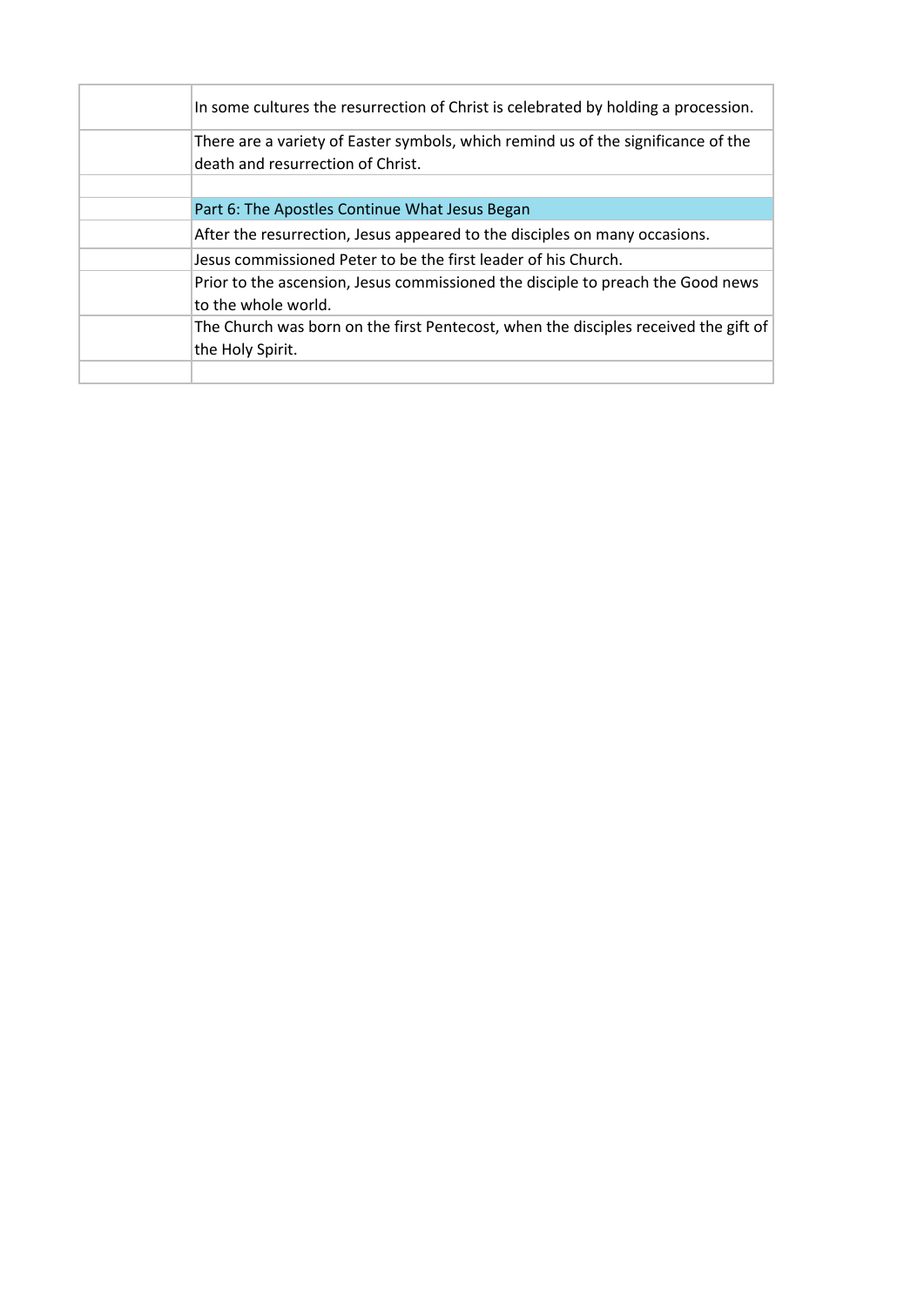| | |
|---|---|
| | In some cultures the resurrection of Christ is celebrated by holding a procession. |
| | There are a variety of Easter symbols, which remind us of the significance of the death and resurrection of Christ. |
| | |
| | Part 6: The Apostles Continue What Jesus Began |
| | After the resurrection, Jesus appeared to the disciples on many occasions. |
| | Jesus commissioned Peter to be the first leader of his Church. |
| | Prior to the ascension, Jesus commissioned the disciple to preach the Good news to the whole world. |
| | The Church was born on the first Pentecost, when the disciples received the gift of the Holy Spirit. |
| | |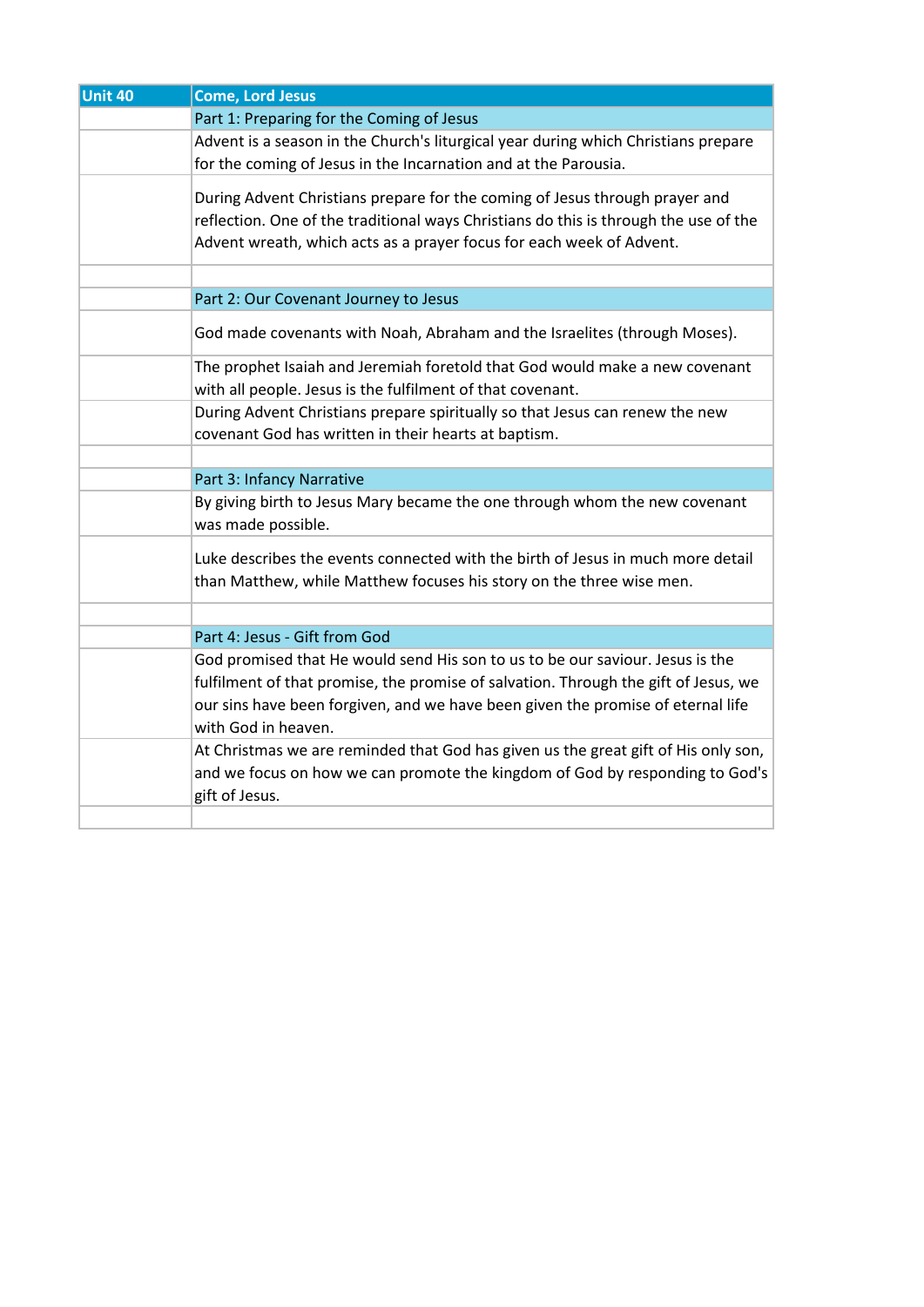| Unit 40 | Come, Lord Jesus |
|---|---|
| | Part 1: Preparing for the Coming of Jesus |
| | Advent is a season in the Church's liturgical year during which Christians prepare for the coming of Jesus in the Incarnation and at the Parousia. |
| | During Advent Christians prepare for the coming of Jesus through prayer and reflection. One of the traditional ways Christians do this is through the use of the Advent wreath, which acts as a prayer focus for each week of Advent. |
| | |
| | Part 2: Our Covenant Journey to Jesus |
| | God made covenants with Noah, Abraham and the Israelites (through Moses). |
| | The prophet Isaiah and Jeremiah foretold that God would make a new covenant with all people. Jesus is the fulfilment of that covenant. |
| | During Advent Christians prepare spiritually so that Jesus can renew the new covenant God has written in their hearts at baptism. |
| | |
| | Part 3: Infancy Narrative |
| | By giving birth to Jesus Mary became the one through whom the new covenant was made possible. |
| | Luke describes the events connected with the birth of Jesus in much more detail than Matthew, while Matthew focuses his story on the three wise men. |
| | |
| | Part 4: Jesus - Gift from God |
| | God promised that He would send His son to us to be our saviour. Jesus is the fulfilment of that promise, the promise of salvation. Through the gift of Jesus, we our sins have been forgiven, and we have been given the promise of eternal life with God in heaven. |
| | At Christmas we are reminded that God has given us the great gift of His only son, and we focus on how we can promote the kingdom of God by responding to God's gift of Jesus. |
| | |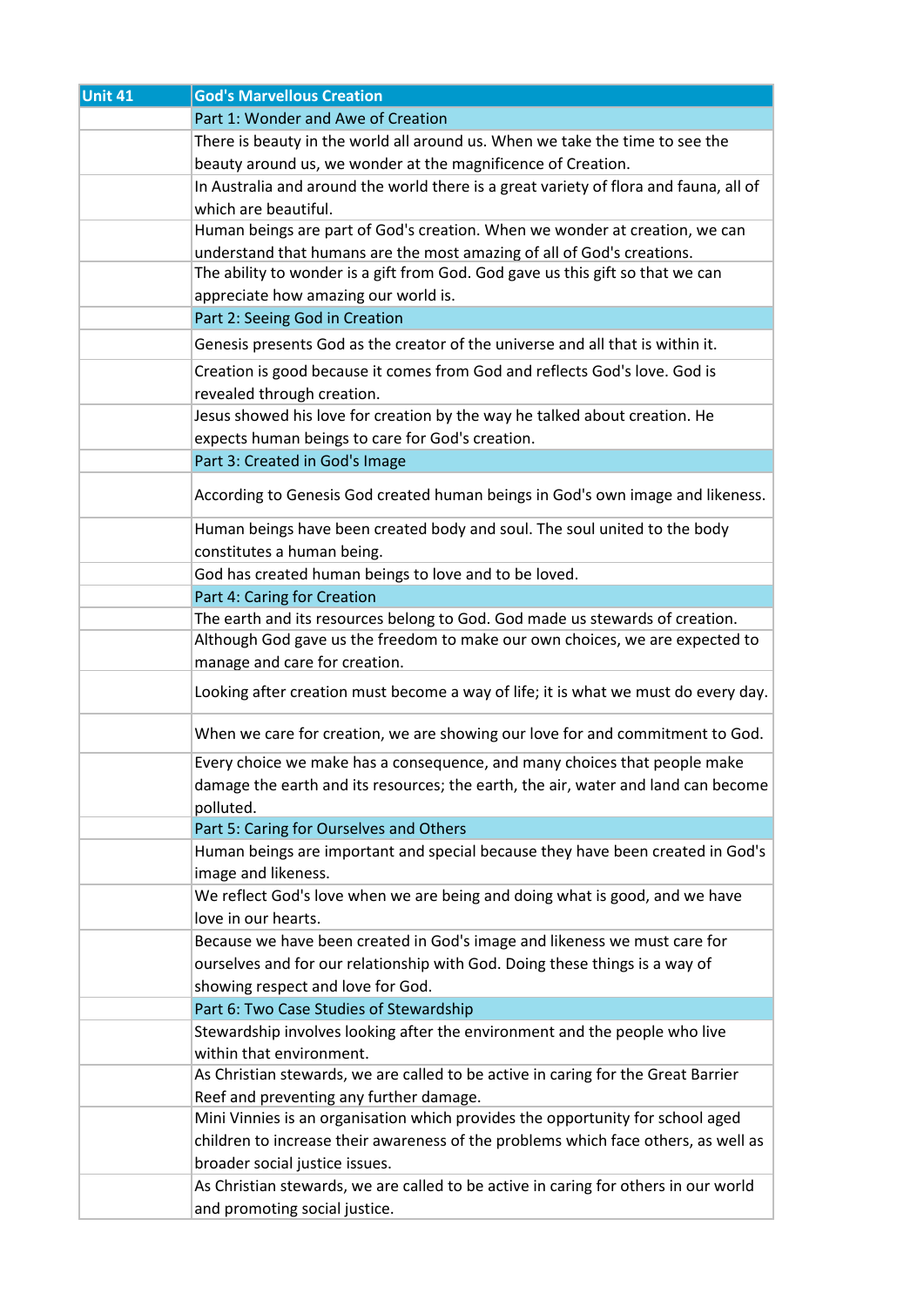| Unit 41 | God's Marvellous Creation |
|---|---|
| | Part 1: Wonder and Awe of Creation |
| | There is beauty in the world all around us. When we take the time to see the beauty around us, we wonder at the magnificence of Creation. |
| | In Australia and around the world there is a great variety of flora and fauna, all of which are beautiful. |
| | Human beings are part of God's creation. When we wonder at creation, we can understand that humans are the most amazing of all of God's creations. |
| | The ability to wonder is a gift from God. God gave us this gift so that we can appreciate how amazing our world is. |
| | Part 2: Seeing God in Creation |
| | Genesis presents God as the creator of the universe and all that is within it. |
| | Creation is good because it comes from God and reflects God's love. God is revealed through creation. |
| | Jesus showed his love for creation by the way he talked about creation. He expects human beings to care for God's creation. |
| | Part 3: Created in God's Image |
| | According to Genesis God created human beings in God's own image and likeness. |
| | Human beings have been created body and soul. The soul united to the body constitutes a human being. |
| | God has created human beings to love and to be loved. |
| | Part 4: Caring for Creation |
| | The earth and its resources belong to God. God made us stewards of creation. |
| | Although God gave us the freedom to make our own choices, we are expected to manage and care for creation. |
| | Looking after creation must become a way of life; it is what we must do every day. |
| | When we care for creation, we are showing our love for and commitment to God. |
| | Every choice we make has a consequence, and many choices that people make damage the earth and its resources; the earth, the air, water and land can become polluted. |
| | Part 5: Caring for Ourselves and Others |
| | Human beings are important and special because they have been created in God's image and likeness. |
| | We reflect God's love when we are being and doing what is good, and we have love in our hearts. |
| | Because we have been created in God's image and likeness we must care for ourselves and for our relationship with God. Doing these things is a way of showing respect and love for God. |
| | Part 6: Two Case Studies of Stewardship |
| | Stewardship involves looking after the environment and the people who live within that environment. |
| | As Christian stewards, we are called to be active in caring for the Great Barrier Reef and preventing any further damage. |
| | Mini Vinnies is an organisation which provides the opportunity for school aged children to increase their awareness of the problems which face others, as well as broader social justice issues. |
| | As Christian stewards, we are called to be active in caring for others in our world and promoting social justice. |